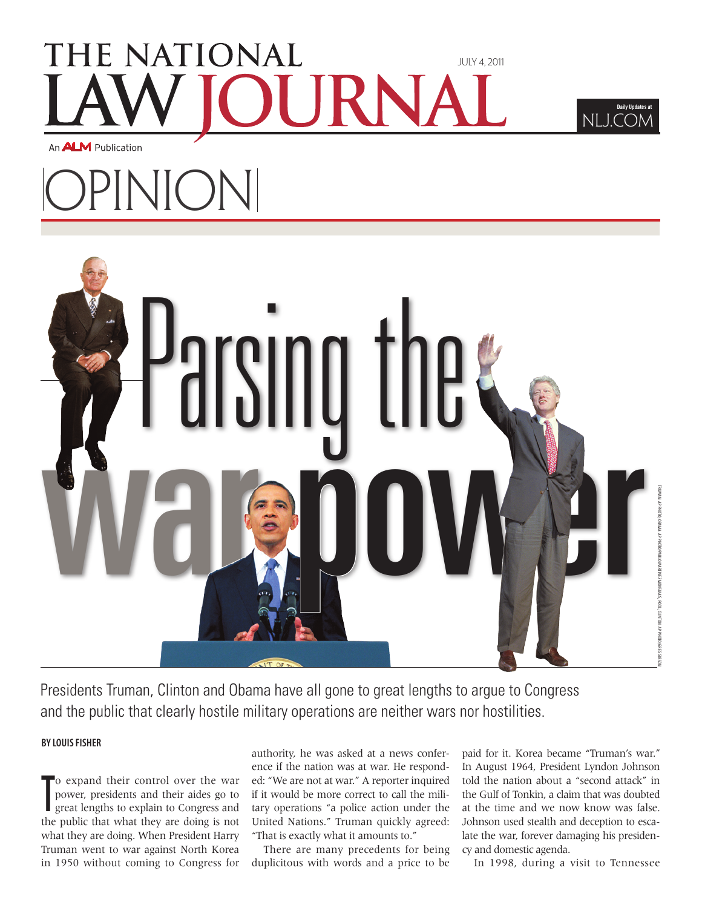# THE NATIONAL LAW JOURNAL

JULY 4, 2011

An ALM Publication

## OPINION

# Parsing the war power

Presidents Truman, Clinton and Obama have all gone to great lengths to argue to Congress and the public that clearly hostile military operations are neither wars nor hostilities.

TRUMAN: AP PHOTO; OBAMA: AP PHOTO/PABLO MARTINEZ MONSIVAIS, POOL; CLINTON: AP PHOTO/GREG GIBSON

**BY LOUIS FISHER**

To expand their control over the war power, presidents and their aides go to great lengths to explain to Congress and the public that what they are doing is not what they are doing. When President Harry Truman went to war against North Korea in 1950 without coming to Congress for authority, he was asked at a news conference if the nation was at war. He responded: "We are not at war." A reporter inquired if it would be more correct to call the military operations "a police action under the United Nations." Truman quickly agreed: "That is exactly what it amounts to."

There are many precedents for being duplicitous with words and a price to be paid for it. Korea became "Truman's war." In August 1964, President Lyndon Johnson told the nation about a "second attack" in the Gulf of Tonkin, a claim that was doubted at the time and we now know was false. Johnson used stealth and deception to escalate the war, forever damaging his presidency and domestic agenda.

In 1998, during a visit to Tennessee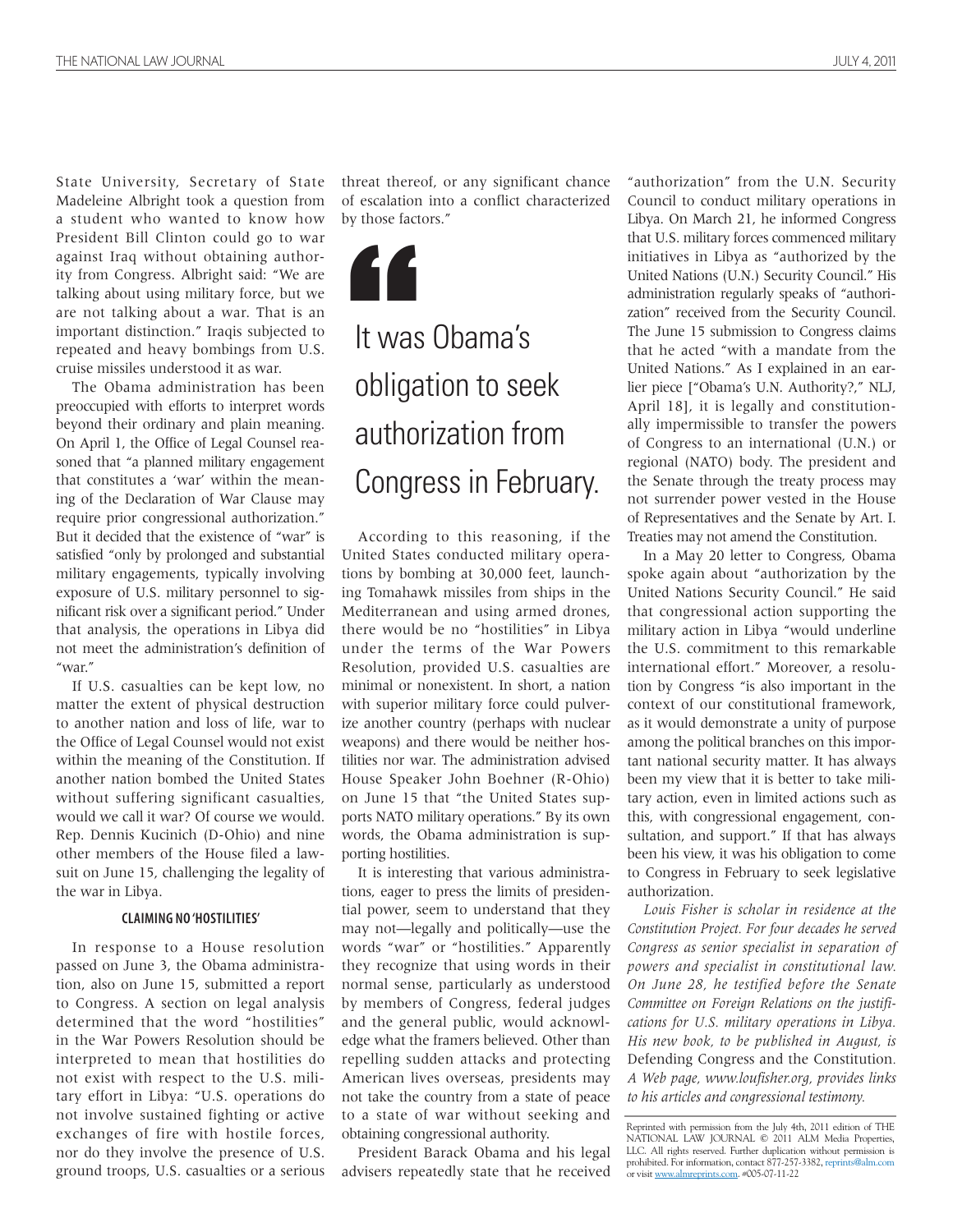State University, Secretary of State Madeleine Albright took a question from a student who wanted to know how President Bill Clinton could go to war against Iraq without obtaining authority from Congress. Albright said: "We are talking about using military force, but we are not talking about a war. That is an important distinction." Iraqis subjected to repeated and heavy bombings from U.S. cruise missiles understood it as war.

The Obama administration has been preoccupied with efforts to interpret words beyond their ordinary and plain meaning. On April 1, the Office of Legal Counsel reasoned that "a planned military engagement that constitutes a 'war' within the meaning of the Declaration of War Clause may require prior congressional authorization." But it decided that the existence of "war" is satisfied "only by prolonged and substantial military engagements, typically involving exposure of U.S. military personnel to significant risk over a significant period." Under that analysis, the operations in Libya did not meet the administration's definition of "war."

If U.S. casualties can be kept low, no matter the extent of physical destruction to another nation and loss of life, war to the Office of Legal Counsel would not exist within the meaning of the Constitution. If another nation bombed the United States without suffering significant casualties, would we call it war? Of course we would. Rep. Dennis Kucinich (D-Ohio) and nine other members of the House filed a lawsuit on June 15, challenging the legality of the war in Libya.

#### CLAIMING NO 'HOSTILITIES'

In response to a House resolution passed on June 3, the Obama administration, also on June 15, submitted a report to Congress. A section on legal analysis determined that the word "hostilities" in the War Powers Resolution should be interpreted to mean that hostilities do not exist with respect to the U.S. military effort in Libya: "U.S. operations do not involve sustained fighting or active exchanges of fire with hostile forces, nor do they involve the presence of U.S. ground troops, U.S. casualties or a serious threat thereof, or any significant chance of escalation into a conflict characterized by those factors."

> It was Obama's obligation to seek authorization from Congress in February.

According to this reasoning, if the United States conducted military operations by bombing at 30,000 feet, launching Tomahawk missiles from ships in the Mediterranean and using armed drones, there would be no "hostilities" in Libya under the terms of the War Powers Resolution, provided U.S. casualties are minimal or nonexistent. In short, a nation with superior military force could pulverize another country (perhaps with nuclear weapons) and there would be neither hostilities nor war. The administration advised House Speaker John Boehner (R-Ohio) on June 15 that "the United States supports NATO military operations." By its own words, the Obama administration is supporting hostilities.

It is interesting that various administrations, eager to press the limits of presidential power, seem to understand that they may not—legally and politically—use the words "war" or "hostilities." Apparently they recognize that using words in their normal sense, particularly as understood by members of Congress, federal judges and the general public, would acknowledge what the framers believed. Other than repelling sudden attacks and protecting American lives overseas, presidents may not take the country from a state of peace to a state of war without seeking and obtaining congressional authority.

President Barack Obama and his legal advisers repeatedly state that he received "authorization" from the U.N. Security Council to conduct military operations in Libya. On March 21, he informed Congress that U.S. military forces commenced military initiatives in Libya as "authorized by the United Nations (U.N.) Security Council." His administration regularly speaks of "authorization" received from the Security Council. The June 15 submission to Congress claims that he acted "with a mandate from the United Nations." As I explained in an earlier piece ["Obama's U.N. Authority?," NLJ, April 18], it is legally and constitutionally impermissible to transfer the powers of Congress to an international (U.N.) or regional (NATO) body. The president and the Senate through the treaty process may not surrender power vested in the House of Representatives and the Senate by Art. I. Treaties may not amend the Constitution.

In a May 20 letter to Congress, Obama spoke again about "authorization by the United Nations Security Council." He said that congressional action supporting the military action in Libya "would underline the U.S. commitment to this remarkable international effort." Moreover, a resolution by Congress "is also important in the context of our constitutional framework, as it would demonstrate a unity of purpose among the political branches on this important national security matter. It has always been my view that it is better to take military action, even in limited actions such as this, with congressional engagement, consultation, and support." If that has always been his view, it was his obligation to come to Congress in February to seek legislative authorization.

*Louis Fisher is scholar in residence at the Constitution Project. For four decades he served Congress as senior specialist in separation of powers and specialist in constitutional law. On June 28, he testified before the Senate Committee on Foreign Relations on the justifications for U.S. military operations in Libya. His new book, to be published in August, is* Defending Congress and the Constitution*. A Web page, www.loufisher.org, provides links to his articles and congressional testimony.*

Reprinted with permission from the July 4th, 2011 edition of THE NATIONAL LAW JOURNAL © 2011 ALM Media Properties, LLC. All rights reserved. Further duplication without permission is prohibited. For information, contact 877-257-3382, reprints@alm.com or visit www.almreprints.com. #005-07-11-22